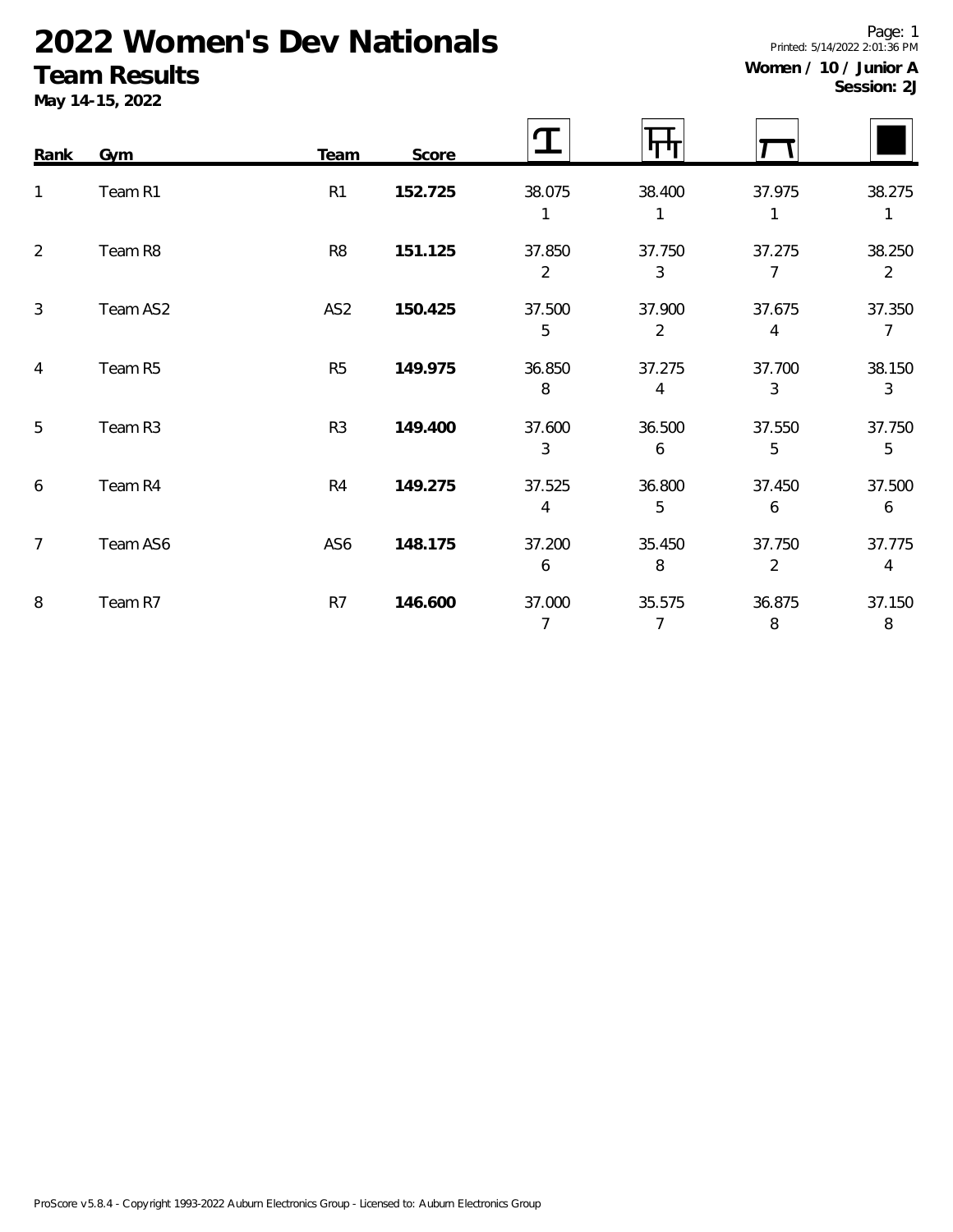# 2022 Women's Dev Nationals

## Team Results

**May 14-15, 2022**

Printed: 5/14/2022 2:01:36 PM

**Women / 10 / Junior A**
**Session: 2J**

| Rank | Gym | Team | Score | Vault | Bars | Beam | Floor |
|---|---|---|---|---|---|---|---|
| 1 | Team R1 | R1 | **152.725** | 38.075<br>1 | 38.400<br>1 | 37.975<br>1 | 38.275<br>1 |
| 2 | Team R8 | R8 | **151.125** | 37.850<br>2 | 37.750<br>3 | 37.275<br>7 | 38.250<br>2 |
| 3 | Team AS2 | AS2 | **150.425** | 37.500<br>5 | 37.900<br>2 | 37.675<br>4 | 37.350<br>7 |
| 4 | Team R5 | R5 | **149.975** | 36.850<br>8 | 37.275<br>4 | 37.700<br>3 | 38.150<br>3 |
| 5 | Team R3 | R3 | **149.400** | 37.600<br>3 | 36.500<br>6 | 37.550<br>5 | 37.750<br>5 |
| 6 | Team R4 | R4 | **149.275** | 37.525<br>4 | 36.800<br>5 | 37.450<br>6 | 37.500<br>6 |
| 7 | Team AS6 | AS6 | **148.175** | 37.200<br>6 | 35.450<br>8 | 37.750<br>2 | 37.775<br>4 |
| 8 | Team R7 | R7 | **146.600** | 37.000<br>7 | 35.575<br>7 | 36.875<br>8 | 37.150<br>8 |

ProScore v5.8.4 - Copyright 1993-2022 Auburn Electronics Group - Licensed to: Auburn Electronics Group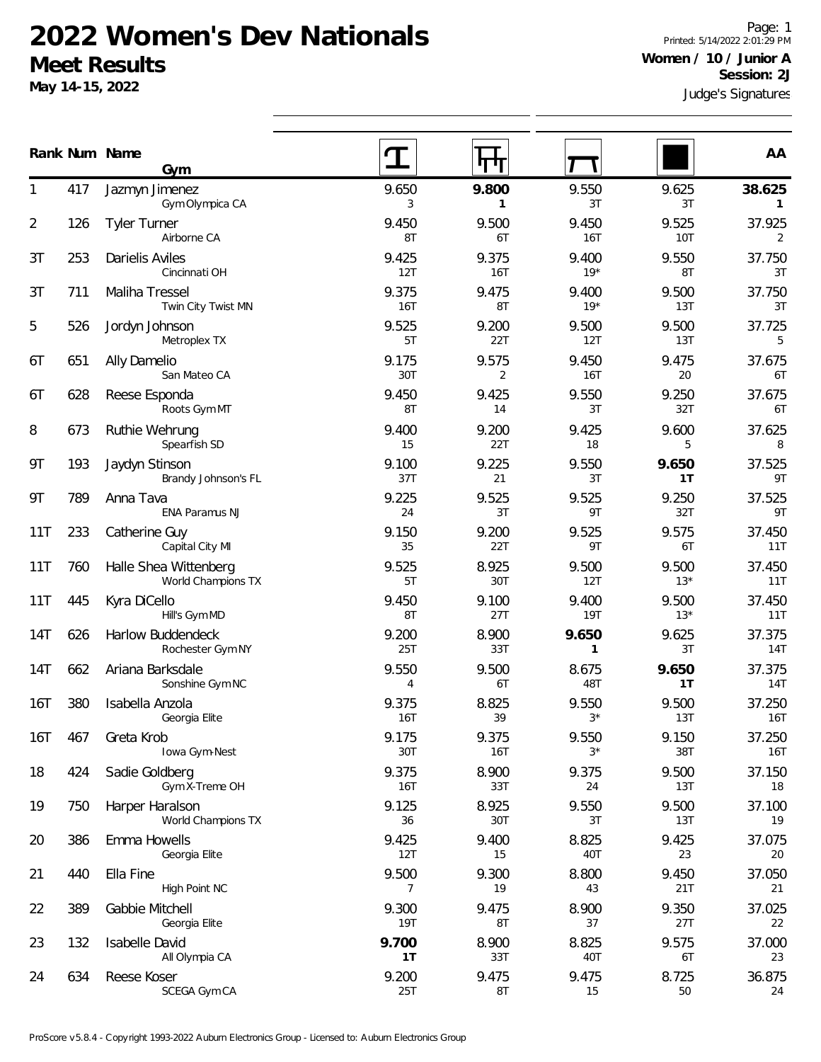# 2022 Women's Dev Nationals

**Meet Results**

**May 14-15, 2022**

**Women / 10 / Junior A**
**Session: 2J**

Judge's Signatures

| Rank | Num | Name / Gym | Vault | Bars | Beam | Floor | AA |
|---|---|---|---|---|---|---|---|
| 1 | 417 | Jazmyn Jimenez<br>Gym Olympica CA | 9.650<br>3 | **9.800**<br>**1** | 9.550<br>3T | 9.625<br>3T | **38.625**<br>**1** |
| 2 | 126 | Tyler Turner<br>Airborne CA | 9.450<br>8T | 9.500<br>6T | 9.450<br>16T | 9.525<br>10T | 37.925<br>2 |
| 3T | 253 | Darielis Aviles<br>Cincinnati OH | 9.425<br>12T | 9.375<br>16T | 9.400<br>19* | 9.550<br>8T | 37.750<br>3T |
| 3T | 711 | Maliha Tressel<br>Twin City Twist MN | 9.375<br>16T | 9.475<br>8T | 9.400<br>19* | 9.500<br>13T | 37.750<br>3T |
| 5 | 526 | Jordyn Johnson<br>Metroplex TX | 9.525<br>5T | 9.200<br>22T | 9.500<br>12T | 9.500<br>13T | 37.725<br>5 |
| 6T | 651 | Ally Damelio<br>San Mateo CA | 9.175<br>30T | 9.575<br>2 | 9.450<br>16T | 9.475<br>20 | 37.675<br>6T |
| 6T | 628 | Reese Esponda<br>Roots Gym MT | 9.450<br>8T | 9.425<br>14 | 9.550<br>3T | 9.250<br>32T | 37.675<br>6T |
| 8 | 673 | Ruthie Wehrung<br>Spearfish SD | 9.400<br>15 | 9.200<br>22T | 9.425<br>18 | 9.600<br>5 | 37.625<br>8 |
| 9T | 193 | Jaydyn Stinson<br>Brandy Johnson's FL | 9.100<br>37T | 9.225<br>21 | 9.550<br>3T | **9.650**<br>**1T** | 37.525<br>9T |
| 9T | 789 | Anna Tava<br>ENA Paramus NJ | 9.225<br>24 | 9.525<br>3T | 9.525<br>9T | 9.250<br>32T | 37.525<br>9T |
| 11T | 233 | Catherine Guy<br>Capital City MI | 9.150<br>35 | 9.200<br>22T | 9.525<br>9T | 9.575<br>6T | 37.450<br>11T |
| 11T | 760 | Halle Shea Wittenberg<br>World Champions TX | 9.525<br>5T | 8.925<br>30T | 9.500<br>12T | 9.500<br>13* | 37.450<br>11T |
| 11T | 445 | Kyra DiCello<br>Hill's Gym MD | 9.450<br>8T | 9.100<br>27T | 9.400<br>19T | 9.500<br>13* | 37.450<br>11T |
| 14T | 626 | Harlow Buddendeck<br>Rochester Gym NY | 9.200<br>25T | 8.900<br>33T | **9.650**<br>**1** | 9.625<br>3T | 37.375<br>14T |
| 14T | 662 | Ariana Barksdale<br>Sonshine Gym NC | 9.550<br>4 | 9.500<br>6T | 8.675<br>48T | **9.650**<br>**1T** | 37.375<br>14T |
| 16T | 380 | Isabella Anzola<br>Georgia Elite | 9.375<br>16T | 8.825<br>39 | 9.550<br>3* | 9.500<br>13T | 37.250<br>16T |
| 16T | 467 | Greta Krob<br>Iowa Gym-Nest | 9.175<br>30T | 9.375<br>16T | 9.550<br>3* | 9.150<br>38T | 37.250<br>16T |
| 18 | 424 | Sadie Goldberg<br>Gym X-Treme OH | 9.375<br>16T | 8.900<br>33T | 9.375<br>24 | 9.500<br>13T | 37.150<br>18 |
| 19 | 750 | Harper Haralson<br>World Champions TX | 9.125<br>36 | 8.925<br>30T | 9.550<br>3T | 9.500<br>13T | 37.100<br>19 |
| 20 | 386 | Emma Howells<br>Georgia Elite | 9.425<br>12T | 9.400<br>15 | 8.825<br>40T | 9.425<br>23 | 37.075<br>20 |
| 21 | 440 | Ella Fine<br>High Point NC | 9.500<br>7 | 9.300<br>19 | 8.800<br>43 | 9.450<br>21T | 37.050<br>21 |
| 22 | 389 | Gabbie Mitchell<br>Georgia Elite | 9.300<br>19T | 9.475<br>8T | 8.900<br>37 | 9.350<br>27T | 37.025<br>22 |
| 23 | 132 | Isabelle David<br>All Olympia CA | **9.700**<br>**1T** | 8.900<br>33T | 8.825<br>40T | 9.575<br>6T | 37.000<br>23 |
| 24 | 634 | Reese Koser<br>SCEGA Gym CA | 9.200<br>25T | 9.475<br>8T | 9.475<br>15 | 8.725<br>50 | 36.875<br>24 |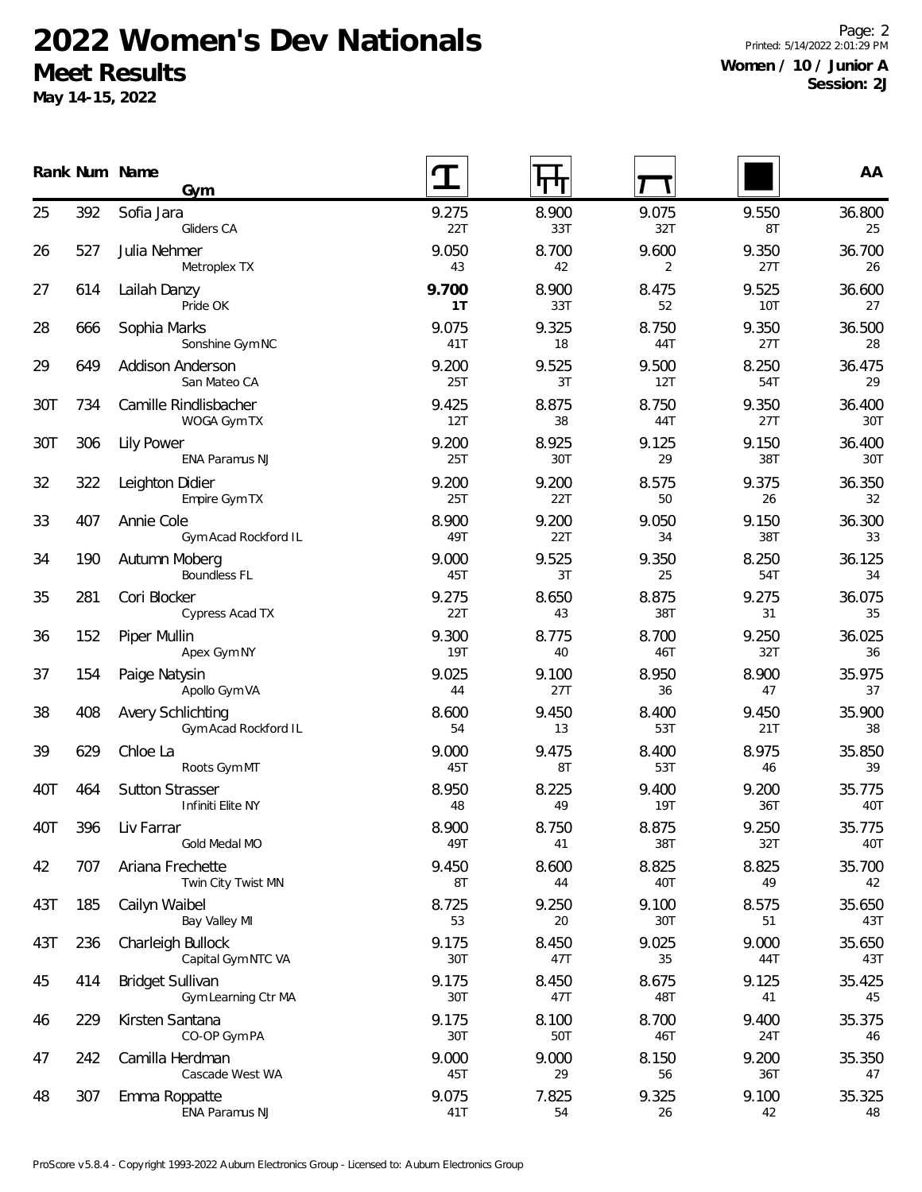# 2022 Women's Dev Nationals

## Meet Results

**May 14-15, 2022**

**Women / 10 / Junior A**
**Session: 2J**

| Rank | Num | Name / Gym | Vault | Bars | Beam | Floor | AA |
|---|---|---|---|---|---|---|---|
| 25 | 392 | Sofia Jara<br>Gliders CA | 9.275<br>22T | 8.900<br>33T | 9.075<br>32T | 9.550<br>8T | 36.800<br>25 |
| 26 | 527 | Julia Nehmer<br>Metroplex TX | 9.050<br>43 | 8.700<br>42 | 9.600<br>2 | 9.350<br>27T | 36.700<br>26 |
| 27 | 614 | Lailah Danzy<br>Pride OK | **9.700**<br>**1T** | 8.900<br>33T | 8.475<br>52 | 9.525<br>10T | 36.600<br>27 |
| 28 | 666 | Sophia Marks<br>Sonshine Gym NC | 9.075<br>41T | 9.325<br>18 | 8.750<br>44T | 9.350<br>27T | 36.500<br>28 |
| 29 | 649 | Addison Anderson<br>San Mateo CA | 9.200<br>25T | 9.525<br>3T | 9.500<br>12T | 8.250<br>54T | 36.475<br>29 |
| 30T | 734 | Camille Rindlisbacher<br>WOGA Gym TX | 9.425<br>12T | 8.875<br>38 | 8.750<br>44T | 9.350<br>27T | 36.400<br>30T |
| 30T | 306 | Lily Power<br>ENA Paramus NJ | 9.200<br>25T | 8.925<br>30T | 9.125<br>29 | 9.150<br>38T | 36.400<br>30T |
| 32 | 322 | Leighton Didier<br>Empire Gym TX | 9.200<br>25T | 9.200<br>22T | 8.575<br>50 | 9.375<br>26 | 36.350<br>32 |
| 33 | 407 | Annie Cole<br>Gym Acad Rockford IL | 8.900<br>49T | 9.200<br>22T | 9.050<br>34 | 9.150<br>38T | 36.300<br>33 |
| 34 | 190 | Autumn Moberg<br>Boundless FL | 9.000<br>45T | 9.525<br>3T | 9.350<br>25 | 8.250<br>54T | 36.125<br>34 |
| 35 | 281 | Cori Blocker<br>Cypress Acad TX | 9.275<br>22T | 8.650<br>43 | 8.875<br>38T | 9.275<br>31 | 36.075<br>35 |
| 36 | 152 | Piper Mullin<br>Apex Gym NY | 9.300<br>19T | 8.775<br>40 | 8.700<br>46T | 9.250<br>32T | 36.025<br>36 |
| 37 | 154 | Paige Natysin<br>Apollo Gym VA | 9.025<br>44 | 9.100<br>27T | 8.950<br>36 | 8.900<br>47 | 35.975<br>37 |
| 38 | 408 | Avery Schlichting<br>Gym Acad Rockford IL | 8.600<br>54 | 9.450<br>13 | 8.400<br>53T | 9.450<br>21T | 35.900<br>38 |
| 39 | 629 | Chloe La<br>Roots Gym MT | 9.000<br>45T | 9.475<br>8T | 8.400<br>53T | 8.975<br>46 | 35.850<br>39 |
| 40T | 464 | Sutton Strasser<br>Infiniti Elite NY | 8.950<br>48 | 8.225<br>49 | 9.400<br>19T | 9.200<br>36T | 35.775<br>40T |
| 40T | 396 | Liv Farrar<br>Gold Medal MO | 8.900<br>49T | 8.750<br>41 | 8.875<br>38T | 9.250<br>32T | 35.775<br>40T |
| 42 | 707 | Ariana Frechette<br>Twin City Twist MN | 9.450<br>8T | 8.600<br>44 | 8.825<br>40T | 8.825<br>49 | 35.700<br>42 |
| 43T | 185 | Cailyn Waibel<br>Bay Valley MI | 8.725<br>53 | 9.250<br>20 | 9.100<br>30T | 8.575<br>51 | 35.650<br>43T |
| 43T | 236 | Charleigh Bullock<br>Capital Gym NTC VA | 9.175<br>30T | 8.450<br>47T | 9.025<br>35 | 9.000<br>44T | 35.650<br>43T |
| 45 | 414 | Bridget Sullivan<br>Gym Learning Ctr MA | 9.175<br>30T | 8.450<br>47T | 8.675<br>48T | 9.125<br>41 | 35.425<br>45 |
| 46 | 229 | Kirsten Santana<br>CO-OP Gym PA | 9.175<br>30T | 8.100<br>50T | 8.700<br>46T | 9.400<br>24T | 35.375<br>46 |
| 47 | 242 | Camilla Herdman<br>Cascade West WA | 9.000<br>45T | 9.000<br>29 | 8.150<br>56 | 9.200<br>36T | 35.350<br>47 |
| 48 | 307 | Emma Roppatte<br>ENA Paramus NJ | 9.075<br>41T | 7.825<br>54 | 9.325<br>26 | 9.100<br>42 | 35.325<br>48 |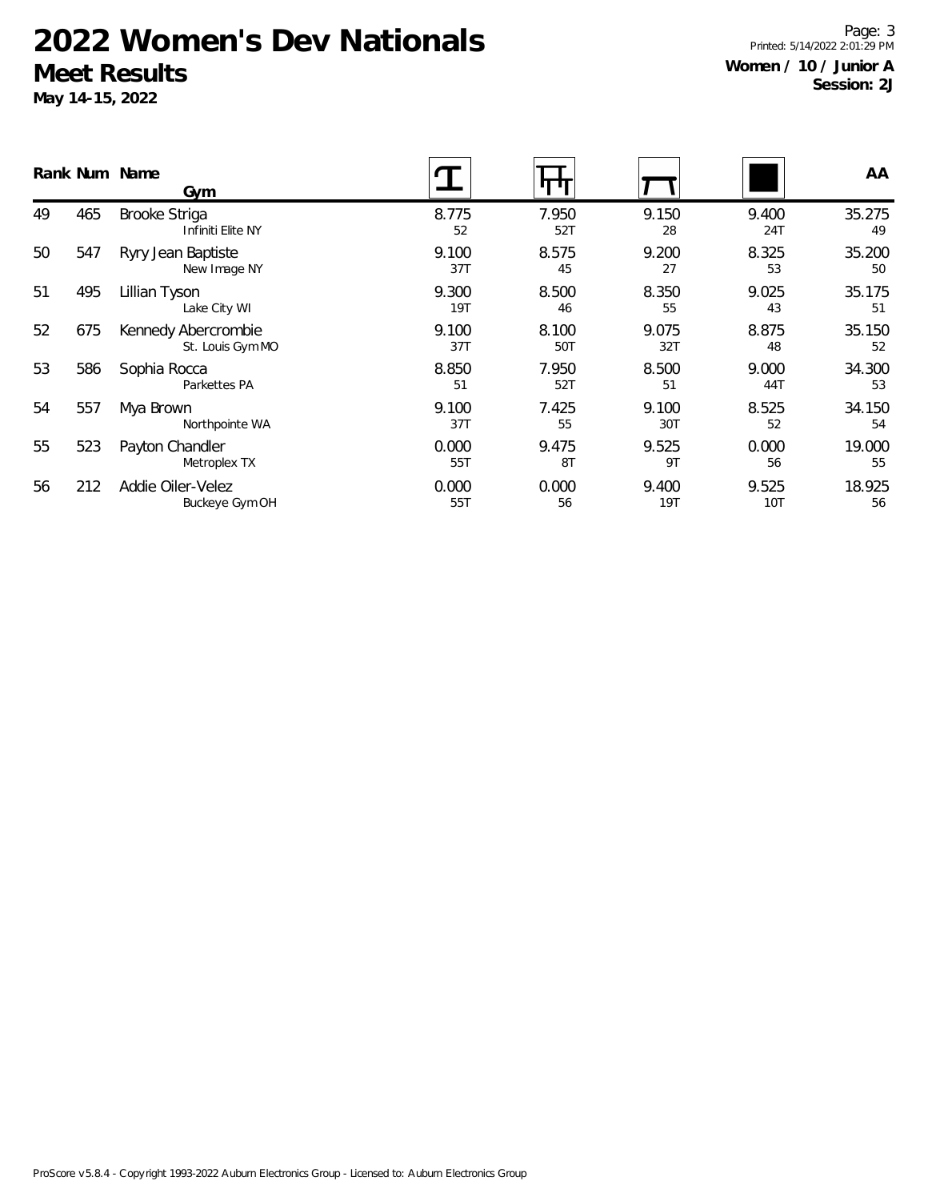# 2022 Women's Dev Nationals

## Meet Results

**May 14-15, 2022**

**Women / 10 / Junior A**
**Session: 2J**

| Rank | Num | Name / Gym | Vault | Bars | Beam | Floor | AA |
|---|---|---|---|---|---|---|---|
| 49 | 465 | Brooke Striga<br>Infiniti Elite NY | 8.775<br>52 | 7.950<br>52T | 9.150<br>28 | 9.400<br>24T | 35.275<br>49 |
| 50 | 547 | Ryry Jean Baptiste<br>New Image NY | 9.100<br>37T | 8.575<br>45 | 9.200<br>27 | 8.325<br>53 | 35.200<br>50 |
| 51 | 495 | Lillian Tyson<br>Lake City WI | 9.300<br>19T | 8.500<br>46 | 8.350<br>55 | 9.025<br>43 | 35.175<br>51 |
| 52 | 675 | Kennedy Abercrombie<br>St. Louis Gym MO | 9.100<br>37T | 8.100<br>50T | 9.075<br>32T | 8.875<br>48 | 35.150<br>52 |
| 53 | 586 | Sophia Rocca<br>Parkettes PA | 8.850<br>51 | 7.950<br>52T | 8.500<br>51 | 9.000<br>44T | 34.300<br>53 |
| 54 | 557 | Mya Brown<br>Northpointe WA | 9.100<br>37T | 7.425<br>55 | 9.100<br>30T | 8.525<br>52 | 34.150<br>54 |
| 55 | 523 | Payton Chandler<br>Metroplex TX | 0.000<br>55T | 9.475<br>8T | 9.525<br>9T | 0.000<br>56 | 19.000<br>55 |
| 56 | 212 | Addie Oiler-Velez<br>Buckeye Gym OH | 0.000<br>55T | 0.000<br>56 | 9.400<br>19T | 9.525<br>10T | 18.925<br>56 |

ProScore v5.8.4 - Copyright 1993-2022 Auburn Electronics Group - Licensed to: Auburn Electronics Group